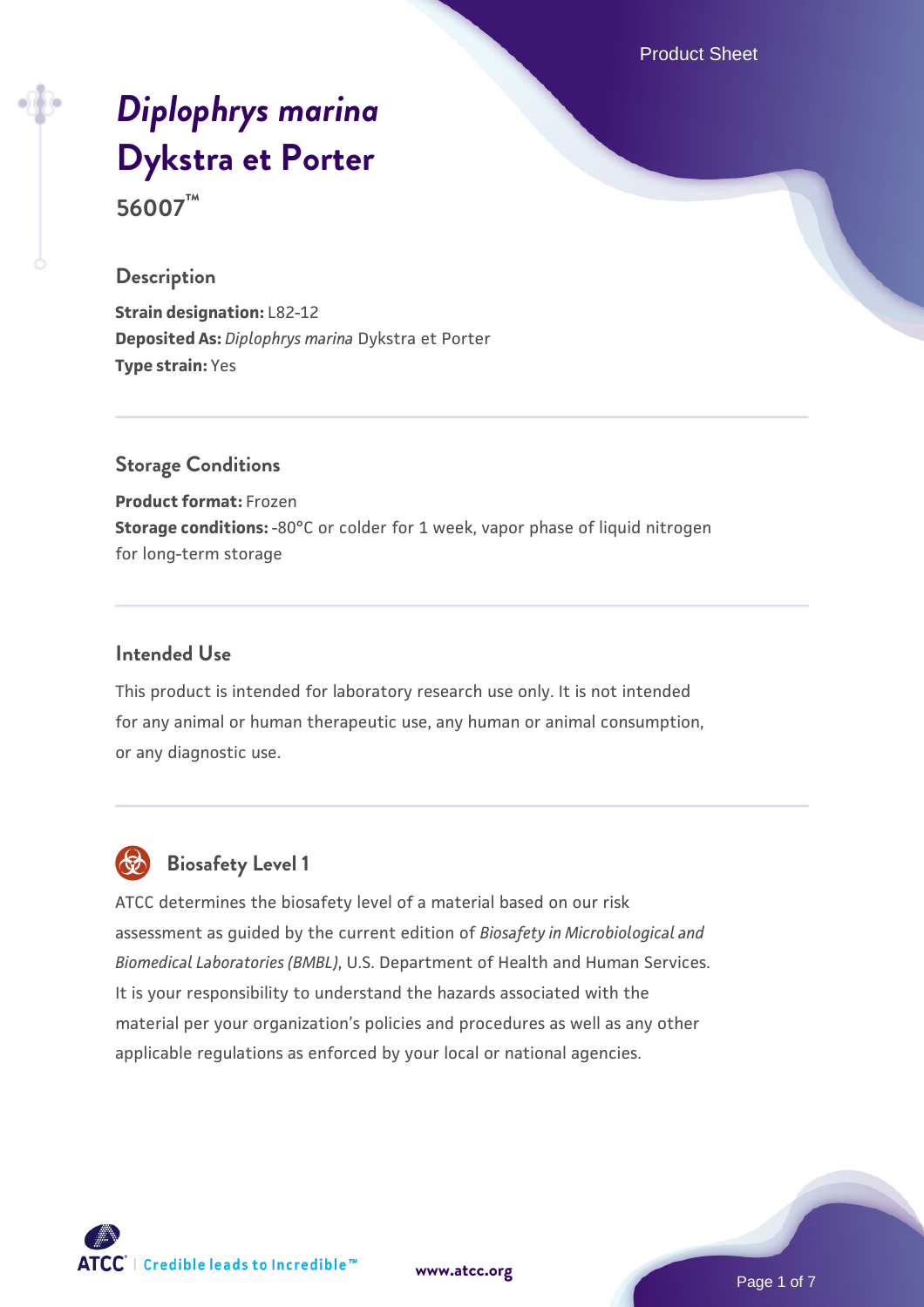# *Diplophrys marina* Dykstra et Porter

**56007™**

## Description

**Strain designation:** L82-12
**Deposited As:** *Diplophrys marina* Dykstra et Porter
**Type strain:** Yes

## Storage Conditions

**Product format:** Frozen
**Storage conditions:** -80°C or colder for 1 week, vapor phase of liquid nitrogen for long-term storage

## Intended Use

This product is intended for laboratory research use only. It is not intended for any animal or human therapeutic use, any human or animal consumption, or any diagnostic use.

## Biosafety Level 1

ATCC determines the biosafety level of a material based on our risk assessment as guided by the current edition of *Biosafety in Microbiological and Biomedical Laboratories (BMBL)*, U.S. Department of Health and Human Services. It is your responsibility to understand the hazards associated with the material per your organization's policies and procedures as well as any other applicable regulations as enforced by your local or national agencies.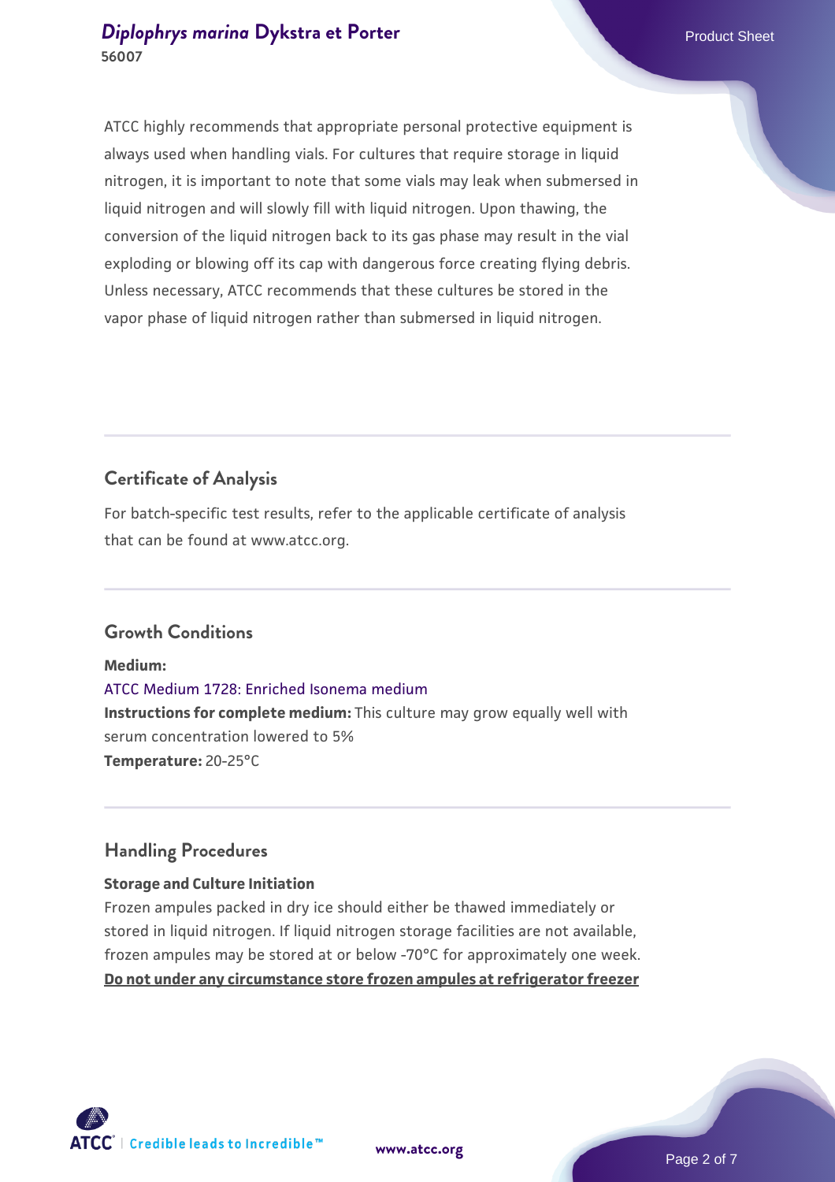ATCC highly recommends that appropriate personal protective equipment is always used when handling vials. For cultures that require storage in liquid nitrogen, it is important to note that some vials may leak when submersed in liquid nitrogen and will slowly fill with liquid nitrogen. Upon thawing, the conversion of the liquid nitrogen back to its gas phase may result in the vial exploding or blowing off its cap with dangerous force creating flying debris. Unless necessary, ATCC recommends that these cultures be stored in the vapor phase of liquid nitrogen rather than submersed in liquid nitrogen.

## Certificate of Analysis

For batch-specific test results, refer to the applicable certificate of analysis that can be found at www.atcc.org.

## Growth Conditions

**Medium:**
ATCC Medium 1728: Enriched Isonema medium
**Instructions for complete medium:** This culture may grow equally well with serum concentration lowered to 5%
**Temperature:** 20-25°C

## Handling Procedures

**Storage and Culture Initiation**
Frozen ampules packed in dry ice should either be thawed immediately or stored in liquid nitrogen. If liquid nitrogen storage facilities are not available, frozen ampules may be stored at or below -70°C for approximately one week. **Do not under any circumstance store frozen ampules at refrigerator freezer**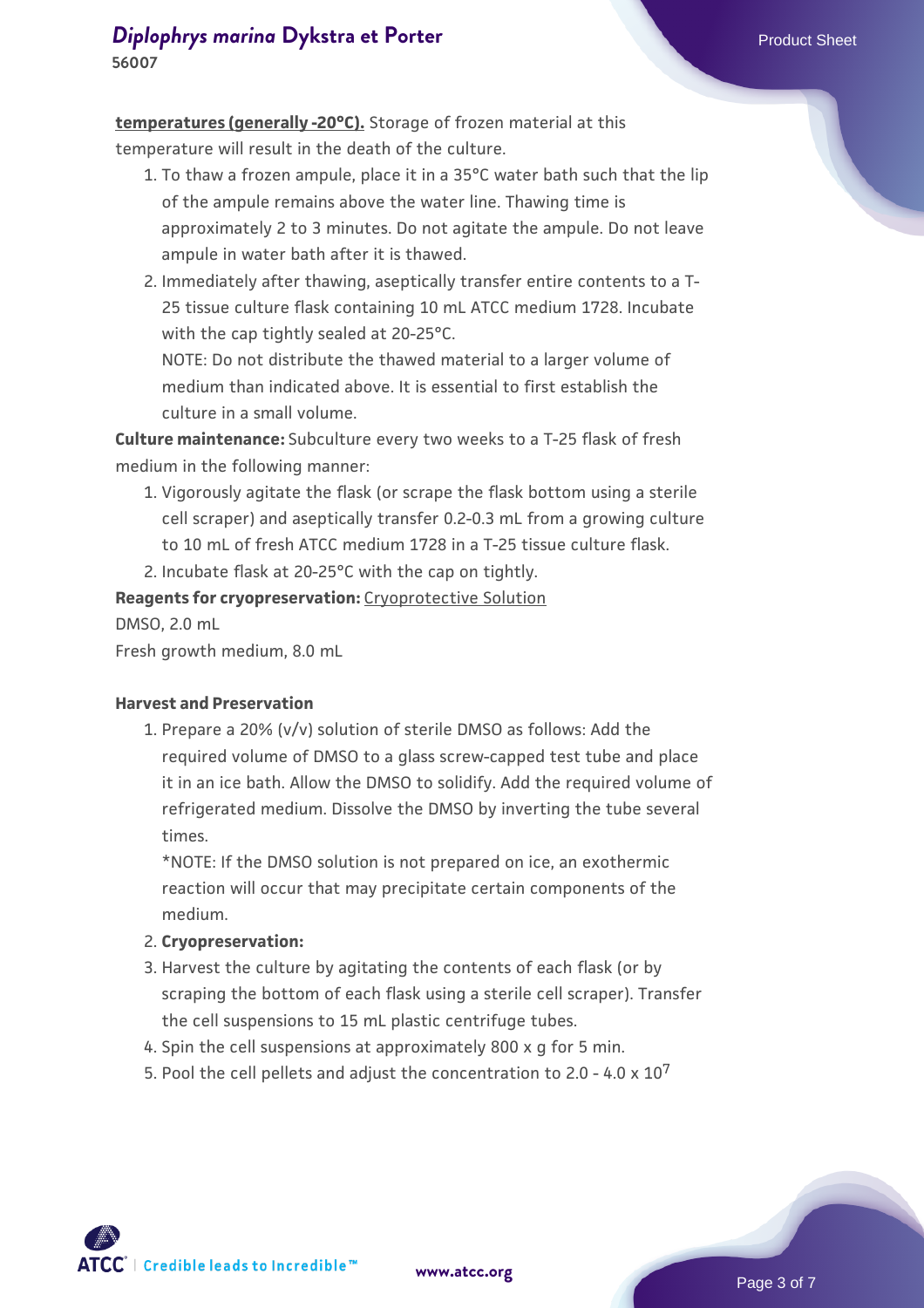**temperatures (generally -20°C).** Storage of frozen material at this temperature will result in the death of the culture.

1. To thaw a frozen ampule, place it in a 35°C water bath such that the lip of the ampule remains above the water line. Thawing time is approximately 2 to 3 minutes. Do not agitate the ampule. Do not leave ampule in water bath after it is thawed.
2. Immediately after thawing, aseptically transfer entire contents to a T-25 tissue culture flask containing 10 mL ATCC medium 1728. Incubate with the cap tightly sealed at 20-25°C.
   NOTE: Do not distribute the thawed material to a larger volume of medium than indicated above. It is essential to first establish the culture in a small volume.

**Culture maintenance:** Subculture every two weeks to a T-25 flask of fresh medium in the following manner:

1. Vigorously agitate the flask (or scrape the flask bottom using a sterile cell scraper) and aseptically transfer 0.2-0.3 mL from a growing culture to 10 mL of fresh ATCC medium 1728 in a T-25 tissue culture flask.
2. Incubate flask at 20-25°C with the cap on tightly.

**Reagents for cryopreservation:** Cryoprotective Solution
DMSO, 2.0 mL
Fresh growth medium, 8.0 mL

**Harvest and Preservation**

1. Prepare a 20% (v/v) solution of sterile DMSO as follows: Add the required volume of DMSO to a glass screw-capped test tube and place it in an ice bath. Allow the DMSO to solidify. Add the required volume of refrigerated medium. Dissolve the DMSO by inverting the tube several times.
   *NOTE: If the DMSO solution is not prepared on ice, an exothermic reaction will occur that may precipitate certain components of the medium.
2. **Cryopreservation:**
3. Harvest the culture by agitating the contents of each flask (or by scraping the bottom of each flask using a sterile cell scraper). Transfer the cell suspensions to 15 mL plastic centrifuge tubes.
4. Spin the cell suspensions at approximately 800 x g for 5 min.
5. Pool the cell pellets and adjust the concentration to 2.0 - 4.0 x $10^7$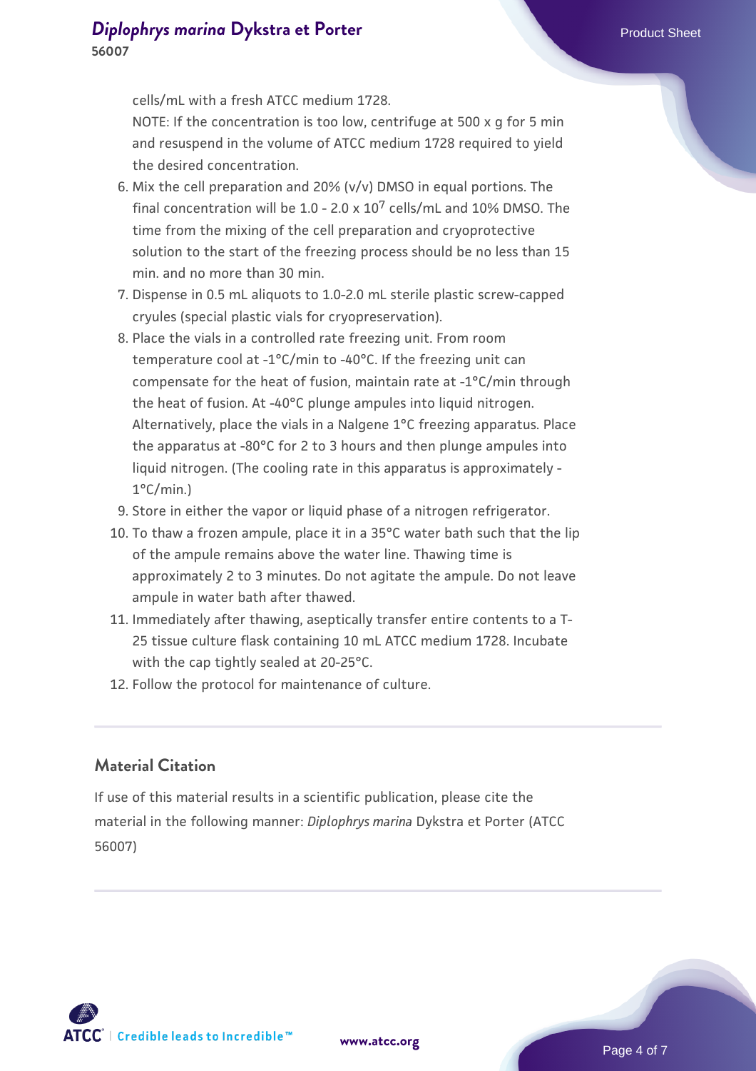cells/mL with a fresh ATCC medium 1728.
NOTE: If the concentration is too low, centrifuge at 500 x g for 5 min and resuspend in the volume of ATCC medium 1728 required to yield the desired concentration.

6. Mix the cell preparation and 20% (v/v) DMSO in equal portions. The final concentration will be 1.0 - 2.0 x $10^7$ cells/mL and 10% DMSO. The time from the mixing of the cell preparation and cryoprotective solution to the start of the freezing process should be no less than 15 min. and no more than 30 min.
7. Dispense in 0.5 mL aliquots to 1.0-2.0 mL sterile plastic screw-capped cryules (special plastic vials for cryopreservation).
8. Place the vials in a controlled rate freezing unit. From room temperature cool at -1°C/min to -40°C. If the freezing unit can compensate for the heat of fusion, maintain rate at -1°C/min through the heat of fusion. At -40°C plunge ampules into liquid nitrogen. Alternatively, place the vials in a Nalgene 1°C freezing apparatus. Place the apparatus at -80°C for 2 to 3 hours and then plunge ampules into liquid nitrogen. (The cooling rate in this apparatus is approximately -1°C/min.)
9. Store in either the vapor or liquid phase of a nitrogen refrigerator.
10. To thaw a frozen ampule, place it in a 35°C water bath such that the lip of the ampule remains above the water line. Thawing time is approximately 2 to 3 minutes. Do not agitate the ampule. Do not leave ampule in water bath after thawed.
11. Immediately after thawing, aseptically transfer entire contents to a T-25 tissue culture flask containing 10 mL ATCC medium 1728. Incubate with the cap tightly sealed at 20-25°C.
12. Follow the protocol for maintenance of culture.

## Material Citation

If use of this material results in a scientific publication, please cite the material in the following manner: *Diplophrys marina* Dykstra et Porter (ATCC 56007)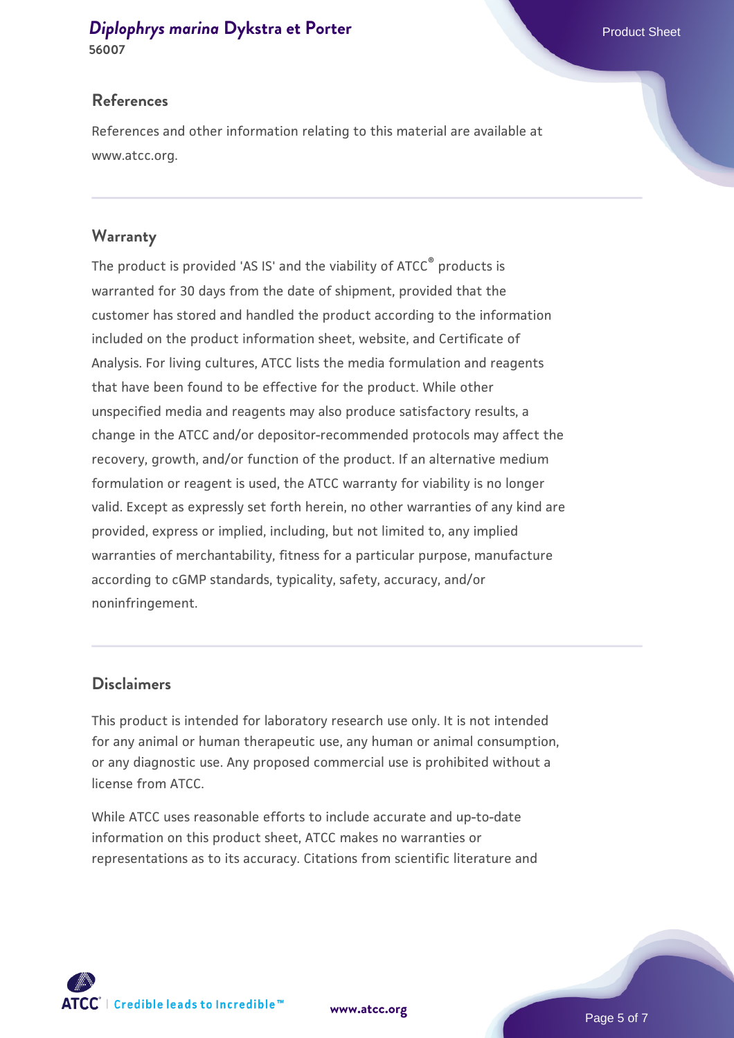## References

References and other information relating to this material are available at www.atcc.org.

## Warranty

The product is provided 'AS IS' and the viability of ATCC® products is warranted for 30 days from the date of shipment, provided that the customer has stored and handled the product according to the information included on the product information sheet, website, and Certificate of Analysis. For living cultures, ATCC lists the media formulation and reagents that have been found to be effective for the product. While other unspecified media and reagents may also produce satisfactory results, a change in the ATCC and/or depositor-recommended protocols may affect the recovery, growth, and/or function of the product. If an alternative medium formulation or reagent is used, the ATCC warranty for viability is no longer valid. Except as expressly set forth herein, no other warranties of any kind are provided, express or implied, including, but not limited to, any implied warranties of merchantability, fitness for a particular purpose, manufacture according to cGMP standards, typicality, safety, accuracy, and/or noninfringement.

## Disclaimers

This product is intended for laboratory research use only. It is not intended for any animal or human therapeutic use, any human or animal consumption, or any diagnostic use. Any proposed commercial use is prohibited without a license from ATCC.

While ATCC uses reasonable efforts to include accurate and up-to-date information on this product sheet, ATCC makes no warranties or representations as to its accuracy. Citations from scientific literature and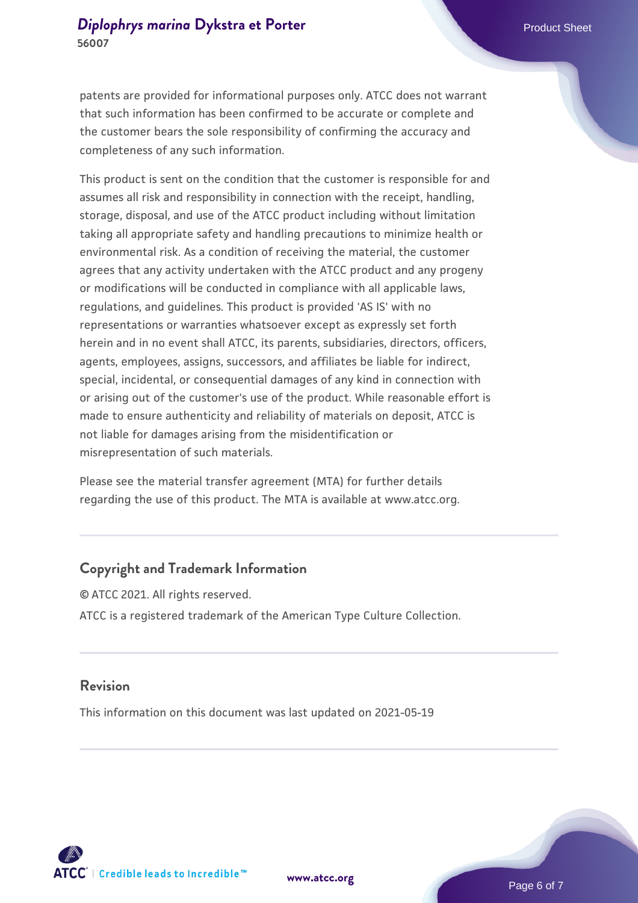patents are provided for informational purposes only. ATCC does not warrant that such information has been confirmed to be accurate or complete and the customer bears the sole responsibility of confirming the accuracy and completeness of any such information.

This product is sent on the condition that the customer is responsible for and assumes all risk and responsibility in connection with the receipt, handling, storage, disposal, and use of the ATCC product including without limitation taking all appropriate safety and handling precautions to minimize health or environmental risk. As a condition of receiving the material, the customer agrees that any activity undertaken with the ATCC product and any progeny or modifications will be conducted in compliance with all applicable laws, regulations, and guidelines. This product is provided 'AS IS' with no representations or warranties whatsoever except as expressly set forth herein and in no event shall ATCC, its parents, subsidiaries, directors, officers, agents, employees, assigns, successors, and affiliates be liable for indirect, special, incidental, or consequential damages of any kind in connection with or arising out of the customer's use of the product. While reasonable effort is made to ensure authenticity and reliability of materials on deposit, ATCC is not liable for damages arising from the misidentification or misrepresentation of such materials.

Please see the material transfer agreement (MTA) for further details regarding the use of this product. The MTA is available at www.atcc.org.

## Copyright and Trademark Information

© ATCC 2021. All rights reserved.

ATCC is a registered trademark of the American Type Culture Collection.

## Revision

This information on this document was last updated on 2021-05-19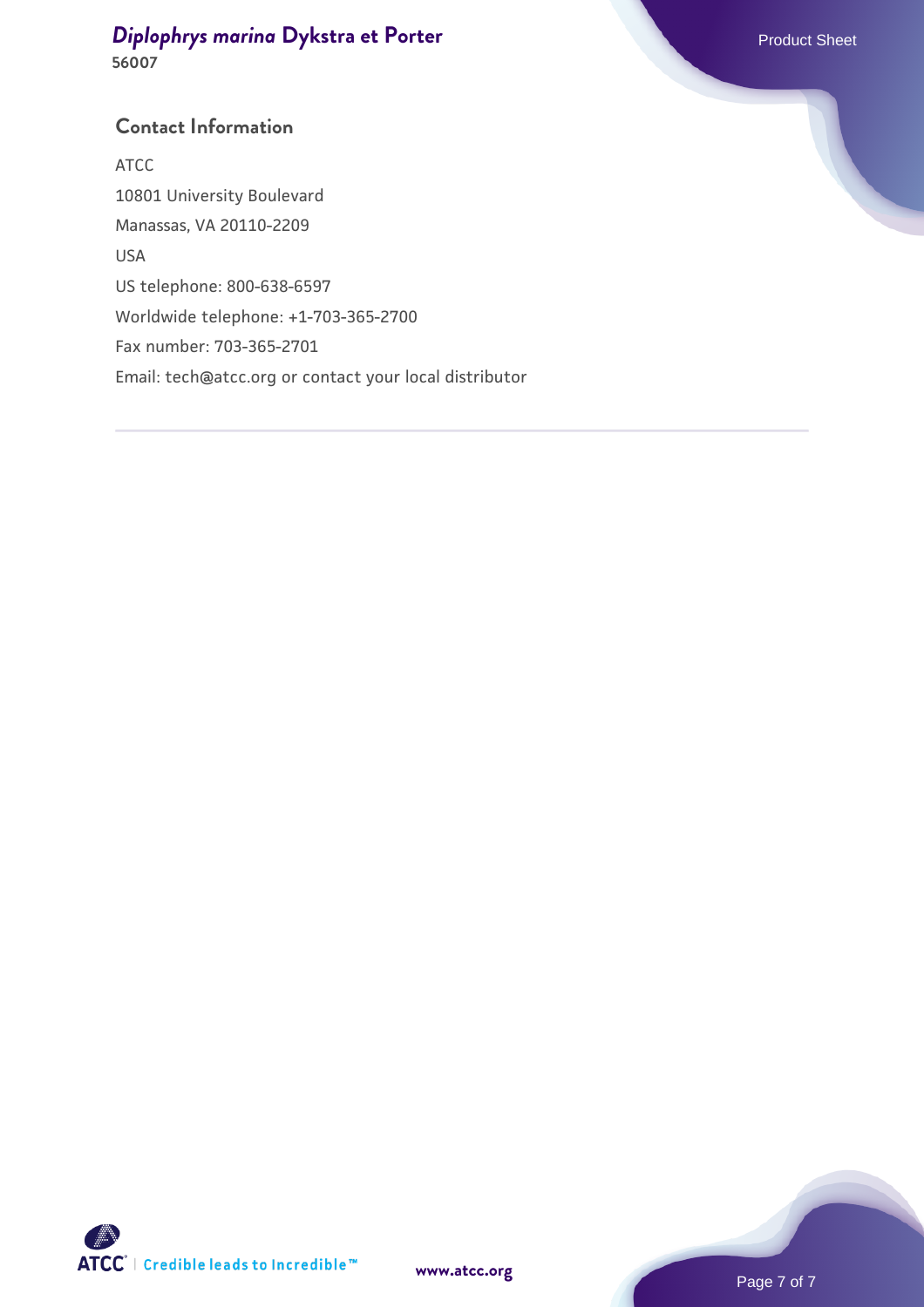## Contact Information

ATCC

10801 University Boulevard

Manassas, VA 20110-2209

USA

US telephone: 800-638-6597

Worldwide telephone: +1-703-365-2700

Fax number: 703-365-2701

Email: tech@atcc.org or contact your local distributor